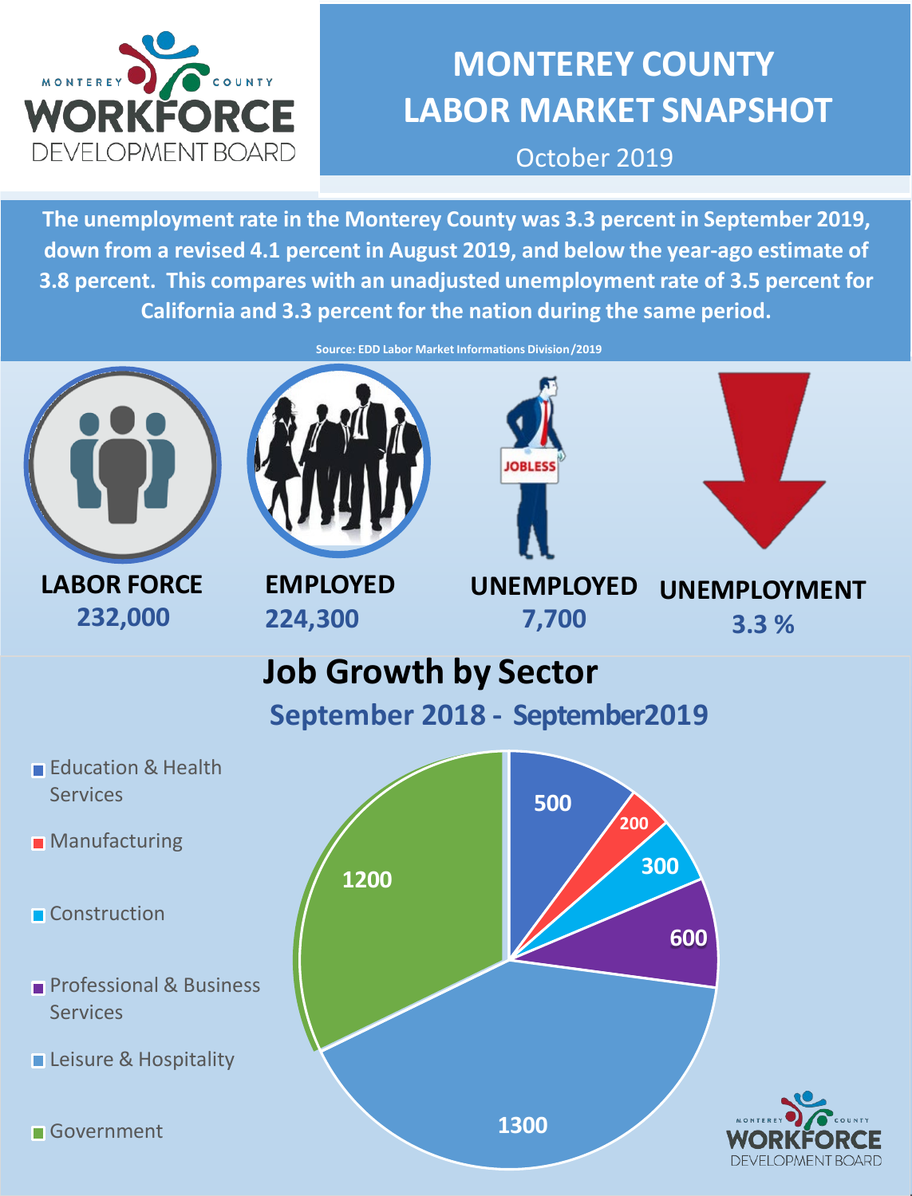MONTEREY COUNTY WORKFORCE DEVELOPMENT BOARD

# MONTEREY COUNTY LABOR MARKET SNAPSHOT

October 2019

**The unemployment rate in the Monterey County was 3.3 percent in September 2019, down from a revised 4.1 percent in August 2019, and below the year-ago estimate of 3.8 percent. This compares with an unadjusted unemployment rate of 3.5 percent for California and 3.3 percent for the nation during the same period.**

Source: EDD Labor Market Informations Division/2019

**LABOR FORCE**
232,000

**EMPLOYED**
224,300

JOBLESS

**UNEMPLOYED**
7,700

**UNEMPLOYMENT**
3.3 %

## Job Growth by Sector

### September 2018 - September2019

Education & Health Services

Manufacturing

Construction

Professional & Business Services

Leisure & Hospitality

Government

500

200

300

600

1300

1200

MONTEREY COUNTY WORKFORCE DEVELOPMENT BOARD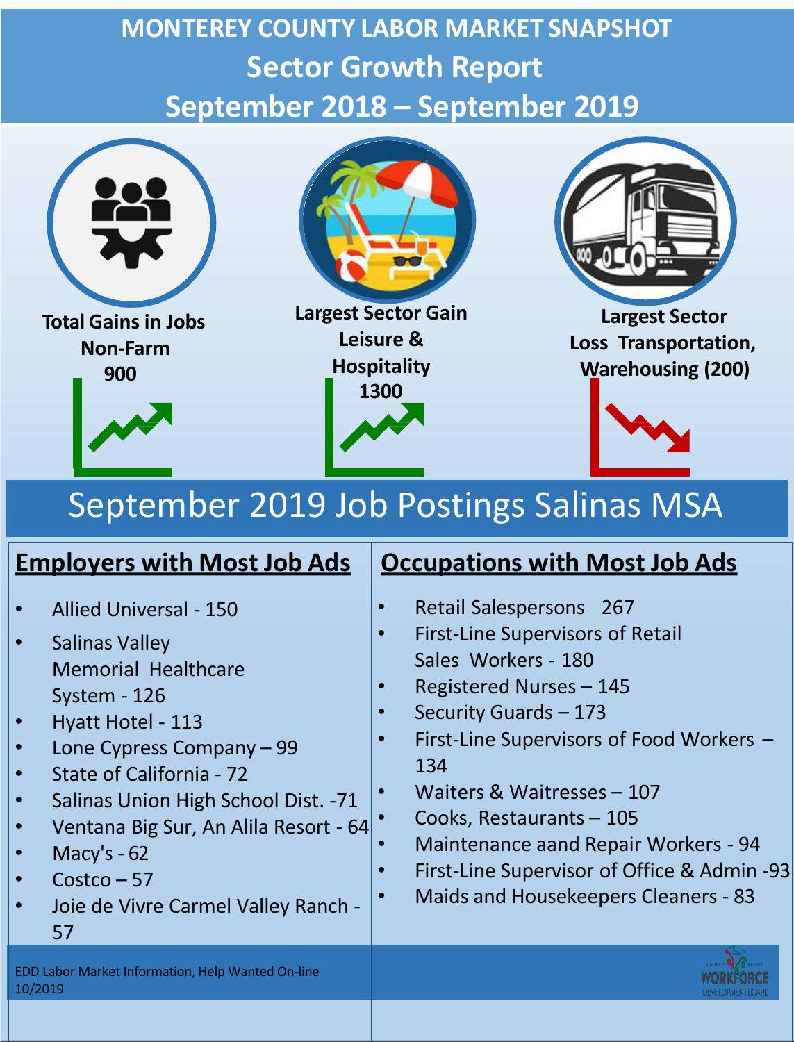# MONTEREY COUNTY LABOR MARKET SNAPSHOT

## Sector Growth Report

## September 2018 – September 2019

**Total Gains in Jobs Non-Farm 900**

**Largest Sector Gain Leisure & Hospitality 1300**

**Largest Sector Loss Transportation, Warehousing (200)**

## September 2019 Job Postings Salinas MSA

### Employers with Most Job Ads

- Allied Universal - 150
- Salinas Valley Memorial Healthcare System - 126
- Hyatt Hotel - 113
- Lone Cypress Company – 99
- State of California - 72
- Salinas Union High School Dist. -71
- Ventana Big Sur, An Alila Resort - 64
- Macy's - 62
- Costco – 57
- Joie de Vivre Carmel Valley Ranch - 57

### Occupations with Most Job Ads

- Retail Salespersons 267
- First-Line Supervisors of Retail Sales Workers - 180
- Registered Nurses – 145
- Security Guards – 173
- First-Line Supervisors of Food Workers – 134
- Waiters & Waitresses – 107
- Cooks, Restaurants – 105
- Maintenance aand Repair Workers - 94
- First-Line Supervisor of Office & Admin -93
- Maids and Housekeepers Cleaners - 83

EDD Labor Market Information, Help Wanted On-line 10/2019

MONTEREY COUNTY WORKFORCE DEVELOPMENT BOARD